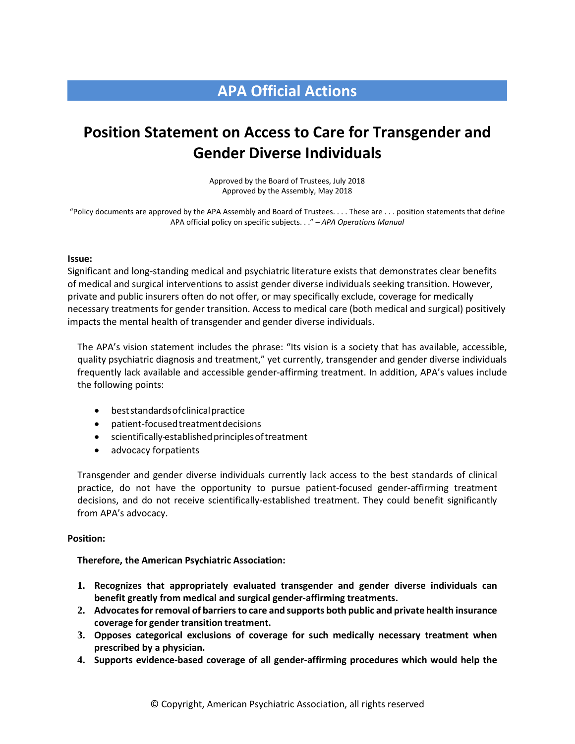# APA Official Actions

## Position Statement on Access to Care for Transgender and Gender Diverse Individuals

Approved by the Board of Trustees, July 2018
Approved by the Assembly, May 2018

"Policy documents are approved by the APA Assembly and Board of Trustees. . . . These are . . . position statements that define APA official policy on specific subjects. . ." – *APA Operations Manual*

**Issue:**

Significant and long-standing medical and psychiatric literature exists that demonstrates clear benefits of medical and surgical interventions to assist gender diverse individuals seeking transition. However, private and public insurers often do not offer, or may specifically exclude, coverage for medically necessary treatments for gender transition. Access to medical care (both medical and surgical) positively impacts the mental health of transgender and gender diverse individuals.

The APA's vision statement includes the phrase: "Its vision is a society that has available, accessible, quality psychiatric diagnosis and treatment," yet currently, transgender and gender diverse individuals frequently lack available and accessible gender-affirming treatment. In addition, APA's values include the following points:

- best standards of clinical practice
- patient-focused treatment decisions
- scientifically-established principles of treatment
- advocacy for patients

Transgender and gender diverse individuals currently lack access to the best standards of clinical practice, do not have the opportunity to pursue patient-focused gender-affirming treatment decisions, and do not receive scientifically-established treatment. They could benefit significantly from APA's advocacy.

**Position:**

**Therefore, the American Psychiatric Association:**

1. **Recognizes that appropriately evaluated transgender and gender diverse individuals can benefit greatly from medical and surgical gender-affirming treatments.**
2. **Advocates for removal of barriers to care and supports both public and private health insurance coverage for gender transition treatment.**
3. **Opposes categorical exclusions of coverage for such medically necessary treatment when prescribed by a physician.**
4. **Supports evidence-based coverage of all gender-affirming procedures which would help the**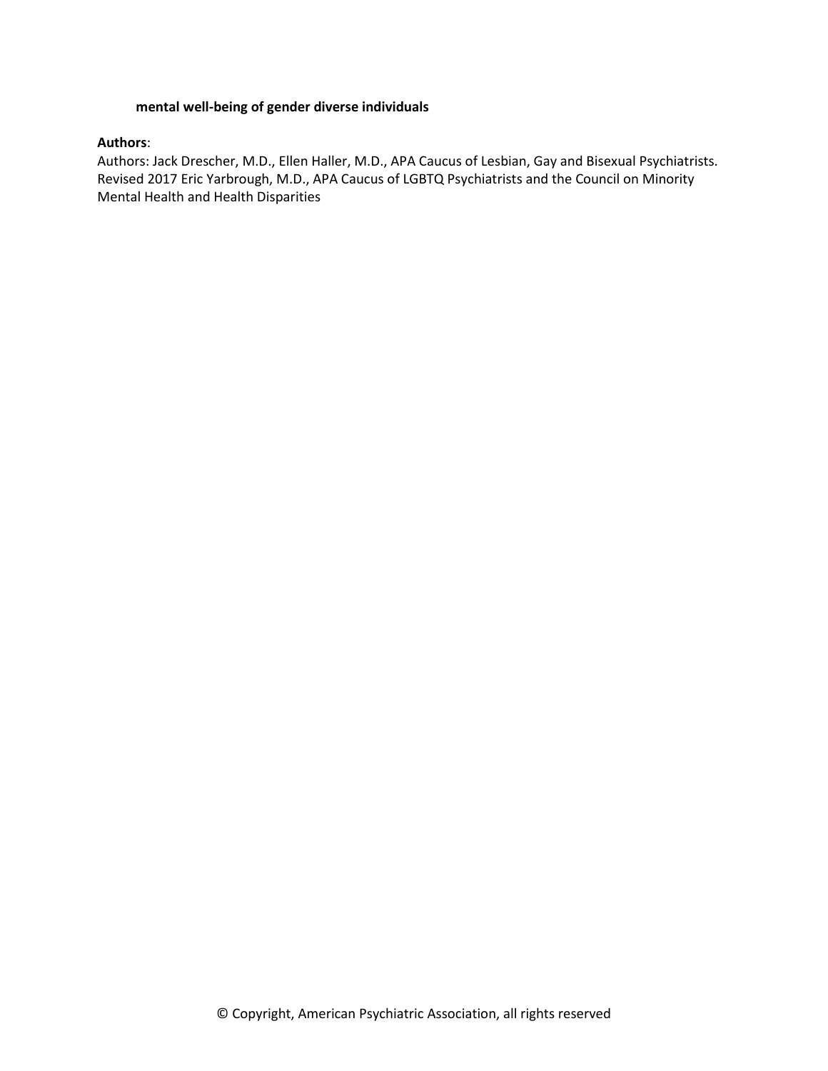**mental well-being of gender diverse individuals**

**Authors**:
Authors: Jack Drescher, M.D., Ellen Haller, M.D., APA Caucus of Lesbian, Gay and Bisexual Psychiatrists. Revised 2017 Eric Yarbrough, M.D., APA Caucus of LGBTQ Psychiatrists and the Council on Minority Mental Health and Health Disparities

© Copyright, American Psychiatric Association, all rights reserved